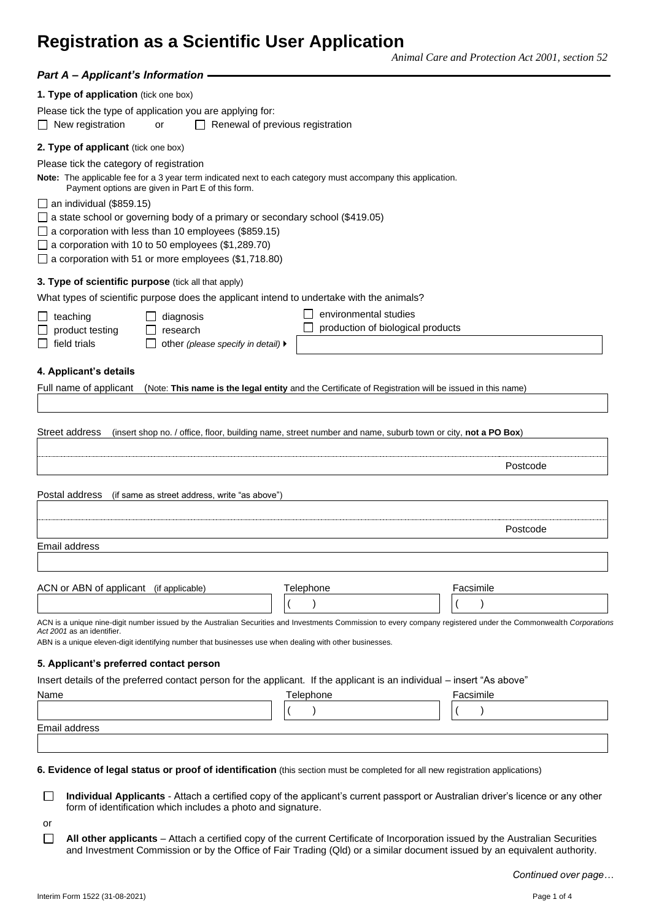# Registration as a Scientific User Application

*Animal Care and Protection Act 2001, section 52*

## *Part A – Applicant's Information*

**1. Type of application** (tick one box)

Please tick the type of application you are applying for:

☐ New registration or ☐ Renewal of previous registration

**2. Type of applicant** (tick one box)

Please tick the category of registration

**Note:** The applicable fee for a 3 year term indicated next to each category must accompany this application. Payment options are given in Part E of this form.

☐ an individual ($859.15)

☐ a state school or governing body of a primary or secondary school ($419.05)

☐ a corporation with less than 10 employees ($859.15)

☐ a corporation with 10 to 50 employees ($1,289.70)

☐ a corporation with 51 or more employees ($1,718.80)

**3. Type of scientific purpose** (tick all that apply)

What types of scientific purpose does the applicant intend to undertake with the animals?

☐ teaching ☐ diagnosis ☐ environmental studies

☐ product testing ☐ research ☐ production of biological products

☐ field trials ☐ other *(please specify in detail)* ▸

**4. Applicant's details**

Full name of applicant (Note: **This name is the legal entity** and the Certificate of Registration will be issued in this name)

Street address (insert shop no. / office, floor, building name, street number and name, suburb town or city, **not a PO Box**)

Postcode

Postal address (if same as street address, write "as above")

Postcode

Email address

| ACN or ABN of applicant (if applicable) | Telephone | Facsimile |
|---|---|---|
| | ( ) | ( ) |

ACN is a unique nine-digit number issued by the Australian Securities and Investments Commission to every company registered under the Commonwealth *Corporations Act 2001* as an identifier.

ABN is a unique eleven-digit identifying number that businesses use when dealing with other businesses.

**5. Applicant's preferred contact person**

Insert details of the preferred contact person for the applicant. If the applicant is an individual – insert "As above"

| Name | Telephone | Facsimile |
|---|---|---|
| | ( ) | ( ) |

Email address

**6. Evidence of legal status or proof of identification** (this section must be completed for all new registration applications)

☐ **Individual Applicants** - Attach a certified copy of the applicant's current passport or Australian driver's licence or any other form of identification which includes a photo and signature.

or

☐ **All other applicants** – Attach a certified copy of the current Certificate of Incorporation issued by the Australian Securities and Investment Commission or by the Office of Fair Trading (Qld) or a similar document issued by an equivalent authority.

*Continued over page…*

Interim Form 1522 (31-08-2021)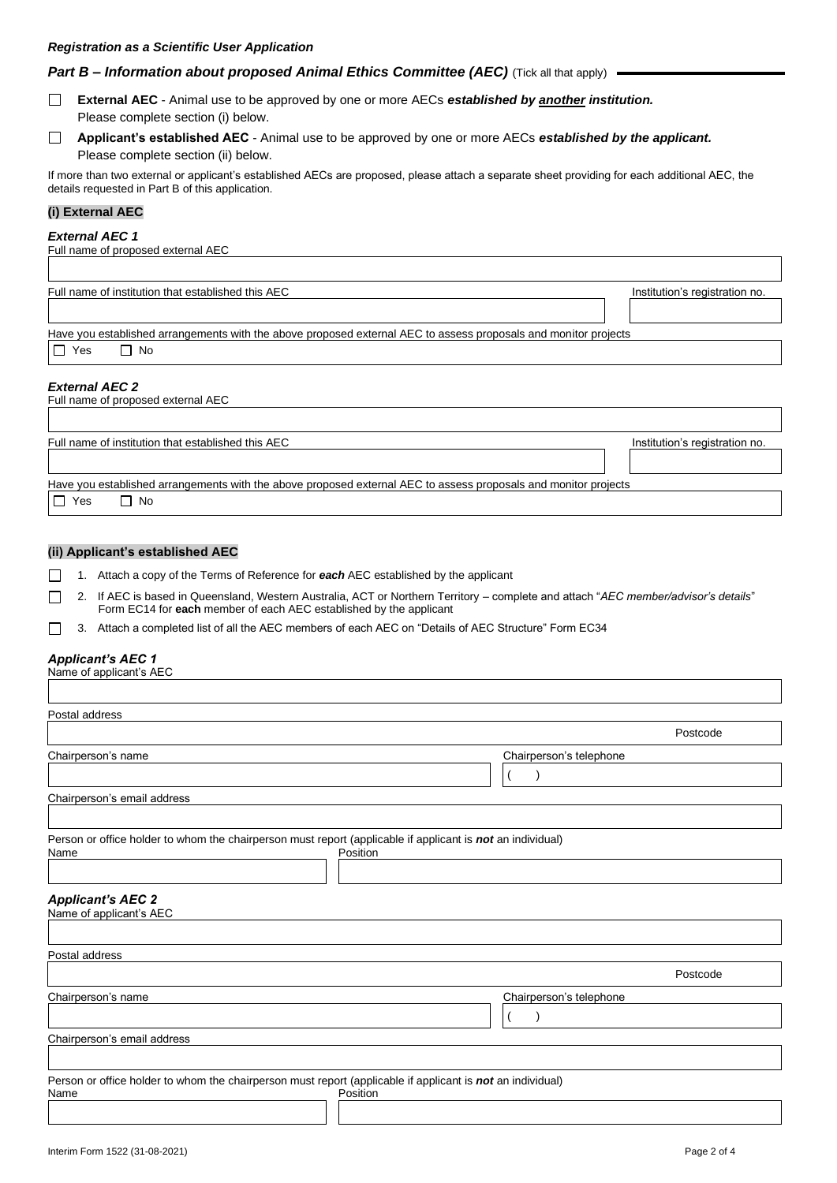*Registration as a Scientific User Application*

## *Part B – Information about proposed Animal Ethics Committee (AEC)* (Tick all that apply)

☐ **External AEC** - Animal use to be approved by one or more AECs ***established by another institution.*** Please complete section (i) below.

☐ **Applicant's established AEC** - Animal use to be approved by one or more AECs ***established by the applicant.*** Please complete section (ii) below.

If more than two external or applicant's established AECs are proposed, please attach a separate sheet providing for each additional AEC, the details requested in Part B of this application.

### (i) External AEC

#### *External AEC 1*

Full name of proposed external AEC

| |
|---|
| |

| Full name of institution that established this AEC | Institution's registration no. |
|---|---|
| | |

Have you established arrangements with the above proposed external AEC to assess proposals and monitor projects

☐ Yes ☐ No

#### *External AEC 2*

Full name of proposed external AEC

| |
|---|
| |

| Full name of institution that established this AEC | Institution's registration no. |
|---|---|
| | |

Have you established arrangements with the above proposed external AEC to assess proposals and monitor projects

☐ Yes ☐ No

### (ii) Applicant's established AEC

☐ 1. Attach a copy of the Terms of Reference for ***each*** AEC established by the applicant

☐ 2. If AEC is based in Queensland, Western Australia, ACT or Northern Territory – complete and attach "*AEC member/advisor's details*" Form EC14 for **each** member of each AEC established by the applicant

☐ 3. Attach a completed list of all the AEC members of each AEC on "Details of AEC Structure" Form EC34

#### *Applicant's AEC 1*

Name of applicant's AEC

| |
|---|
| |

| Postal address | Postcode |
|---|---|
| | |

| Chairperson's name | Chairperson's telephone |
|---|---|
| | ( ) |

Chairperson's email address

| |
|---|
| |

Person or office holder to whom the chairperson must report (applicable if applicant is ***not*** an individual)

| Name | Position |
|---|---|
| | |

#### *Applicant's AEC 2*

Name of applicant's AEC

| |
|---|
| |

| Postal address | Postcode |
|---|---|
| | |

| Chairperson's name | Chairperson's telephone |
|---|---|
| | ( ) |

Chairperson's email address

| |
|---|
| |

Person or office holder to whom the chairperson must report (applicable if applicant is ***not*** an individual)

| Name | Position |
|---|---|
| | |

Interim Form 1522 (31-08-2021)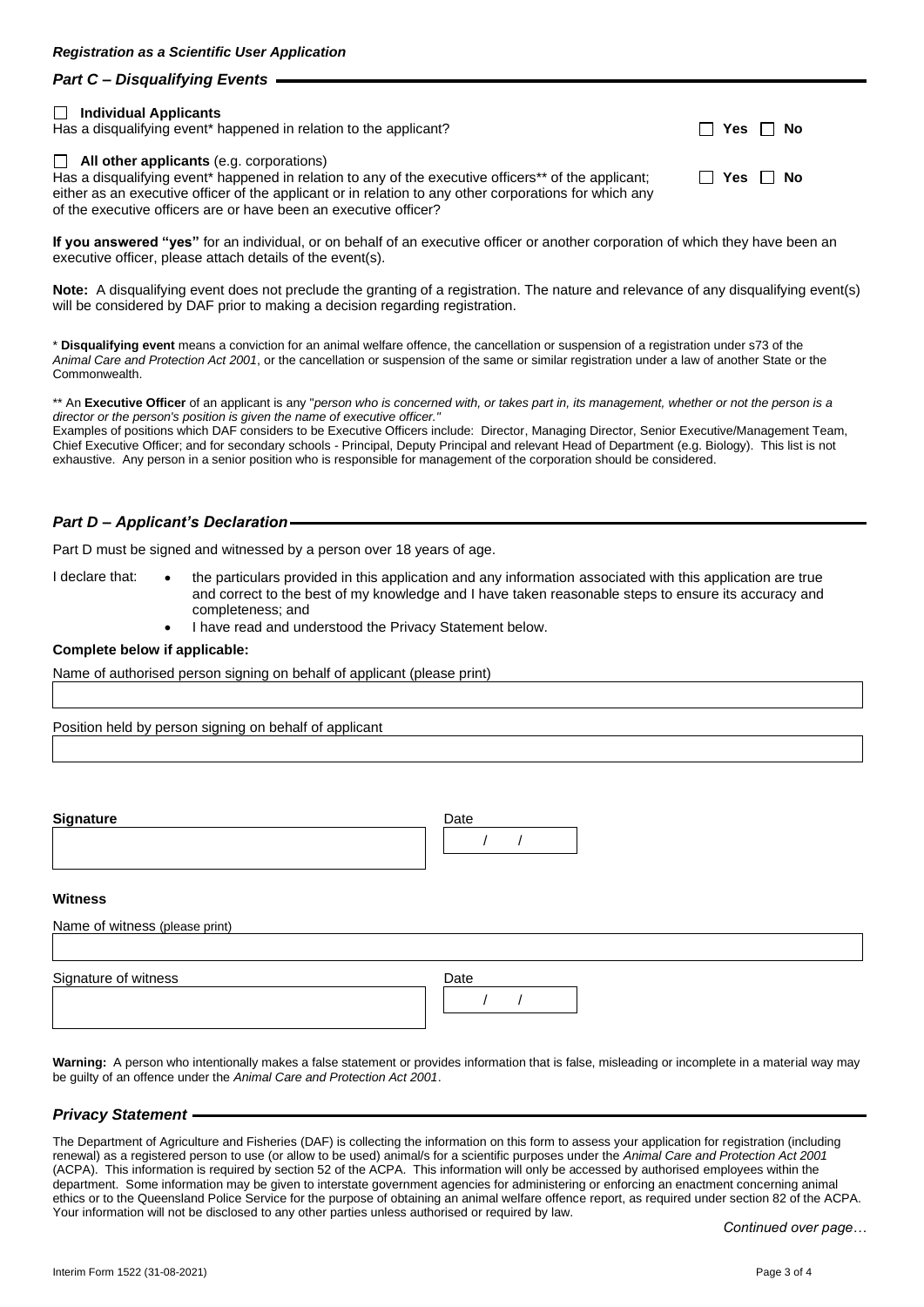### *Part C – Disqualifying Events*

☐ **Individual Applicants**
Has a disqualifying event* happened in relation to the applicant? ☐ **Yes** ☐ **No**

☐ **All other applicants** (e.g. corporations)
Has a disqualifying event* happened in relation to any of the executive officers** of the applicant; either as an executive officer of the applicant or in relation to any other corporations for which any of the executive officers are or have been an executive officer? ☐ **Yes** ☐ **No**

**If you answered "yes"** for an individual, or on behalf of an executive officer or another corporation of which they have been an executive officer, please attach details of the event(s).

**Note:** A disqualifying event does not preclude the granting of a registration. The nature and relevance of any disqualifying event(s) will be considered by DAF prior to making a decision regarding registration.

\* **Disqualifying event** means a conviction for an animal welfare offence, the cancellation or suspension of a registration under s73 of the *Animal Care and Protection Act 2001*, or the cancellation or suspension of the same or similar registration under a law of another State or the Commonwealth.

\** An **Executive Officer** of an applicant is any "*person who is concerned with, or takes part in, its management, whether or not the person is a director or the person's position is given the name of executive officer."*
Examples of positions which DAF considers to be Executive Officers include: Director, Managing Director, Senior Executive/Management Team, Chief Executive Officer; and for secondary schools - Principal, Deputy Principal and relevant Head of Department (e.g. Biology). This list is not exhaustive. Any person in a senior position who is responsible for management of the corporation should be considered.

### *Part D – Applicant's Declaration*

Part D must be signed and witnessed by a person over 18 years of age.

I declare that:

- the particulars provided in this application and any information associated with this application are true and correct to the best of my knowledge and I have taken reasonable steps to ensure its accuracy and completeness; and
- I have read and understood the Privacy Statement below.

**Complete below if applicable:**

Name of authorised person signing on behalf of applicant (please print)

Position held by person signing on behalf of applicant

**Signature** Date / /

**Witness**

Name of witness (please print)

Signature of witness Date / /

**Warning:** A person who intentionally makes a false statement or provides information that is false, misleading or incomplete in a material way may be guilty of an offence under the *Animal Care and Protection Act 2001*.

### *Privacy Statement*

The Department of Agriculture and Fisheries (DAF) is collecting the information on this form to assess your application for registration (including renewal) as a registered person to use (or allow to be used) animal/s for a scientific purposes under the *Animal Care and Protection Act 2001* (ACPA). This information is required by section 52 of the ACPA. This information will only be accessed by authorised employees within the department. Some information may be given to interstate government agencies for administering or enforcing an enactment concerning animal ethics or to the Queensland Police Service for the purpose of obtaining an animal welfare offence report, as required under section 82 of the ACPA. Your information will not be disclosed to any other parties unless authorised or required by law.

*Continued over page…*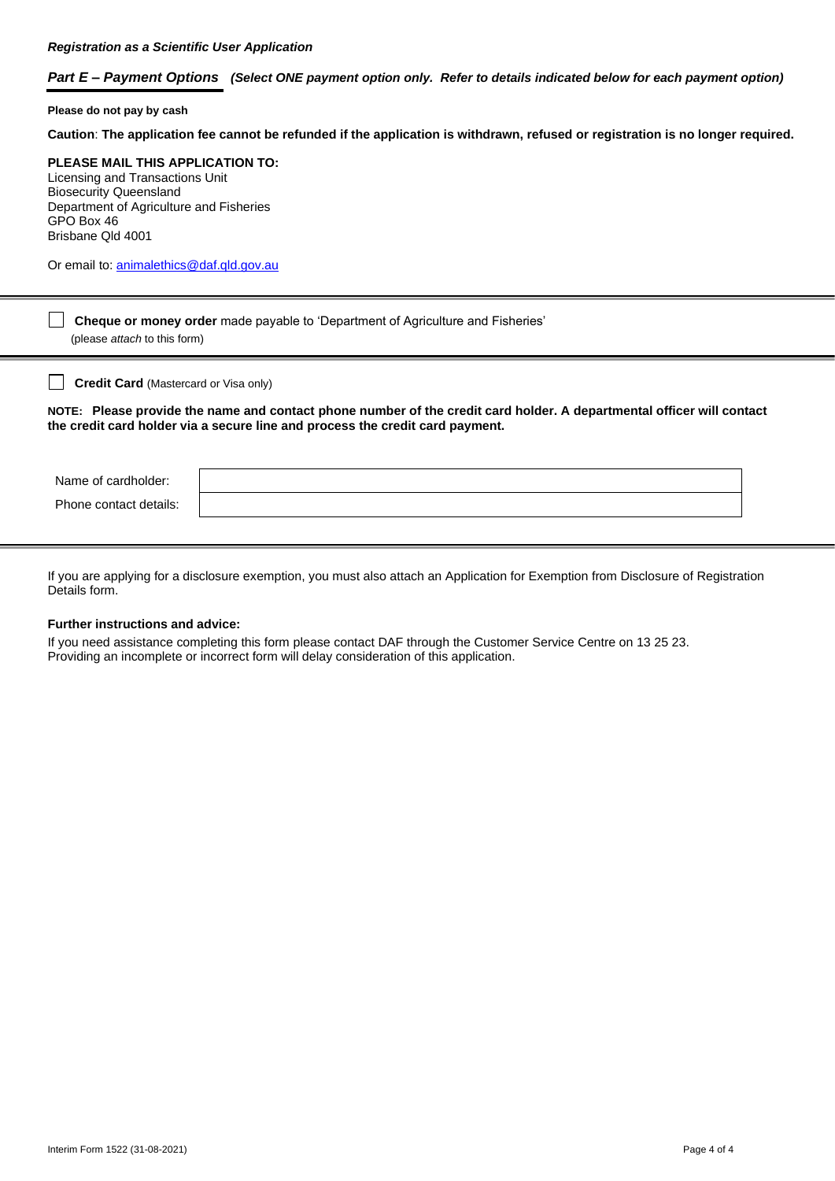*Registration as a Scientific User Application*

## *Part E – Payment Options* ***(Select ONE payment option only. Refer to details indicated below for each payment option)***

**Please do not pay by cash**

**Caution**: **The application fee cannot be refunded if the application is withdrawn, refused or registration is no longer required.**

**PLEASE MAIL THIS APPLICATION TO:**
Licensing and Transactions Unit
Biosecurity Queensland
Department of Agriculture and Fisheries
GPO Box 46
Brisbane Qld 4001

Or email to: animalethics@daf.qld.gov.au

---

☐ **Cheque or money order** made payable to 'Department of Agriculture and Fisheries'
(please *attach* to this form)

---

☐ **Credit Card** (Mastercard or Visa only)

**NOTE: Please provide the name and contact phone number of the credit card holder. A departmental officer will contact the credit card holder via a secure line and process the credit card payment.**

| | |
|---|---|
| Name of cardholder: | |
| Phone contact details: | |

---

If you are applying for a disclosure exemption, you must also attach an Application for Exemption from Disclosure of Registration Details form.

**Further instructions and advice:**

If you need assistance completing this form please contact DAF through the Customer Service Centre on 13 25 23.
Providing an incomplete or incorrect form will delay consideration of this application.

Interim Form 1522 (31-08-2021)